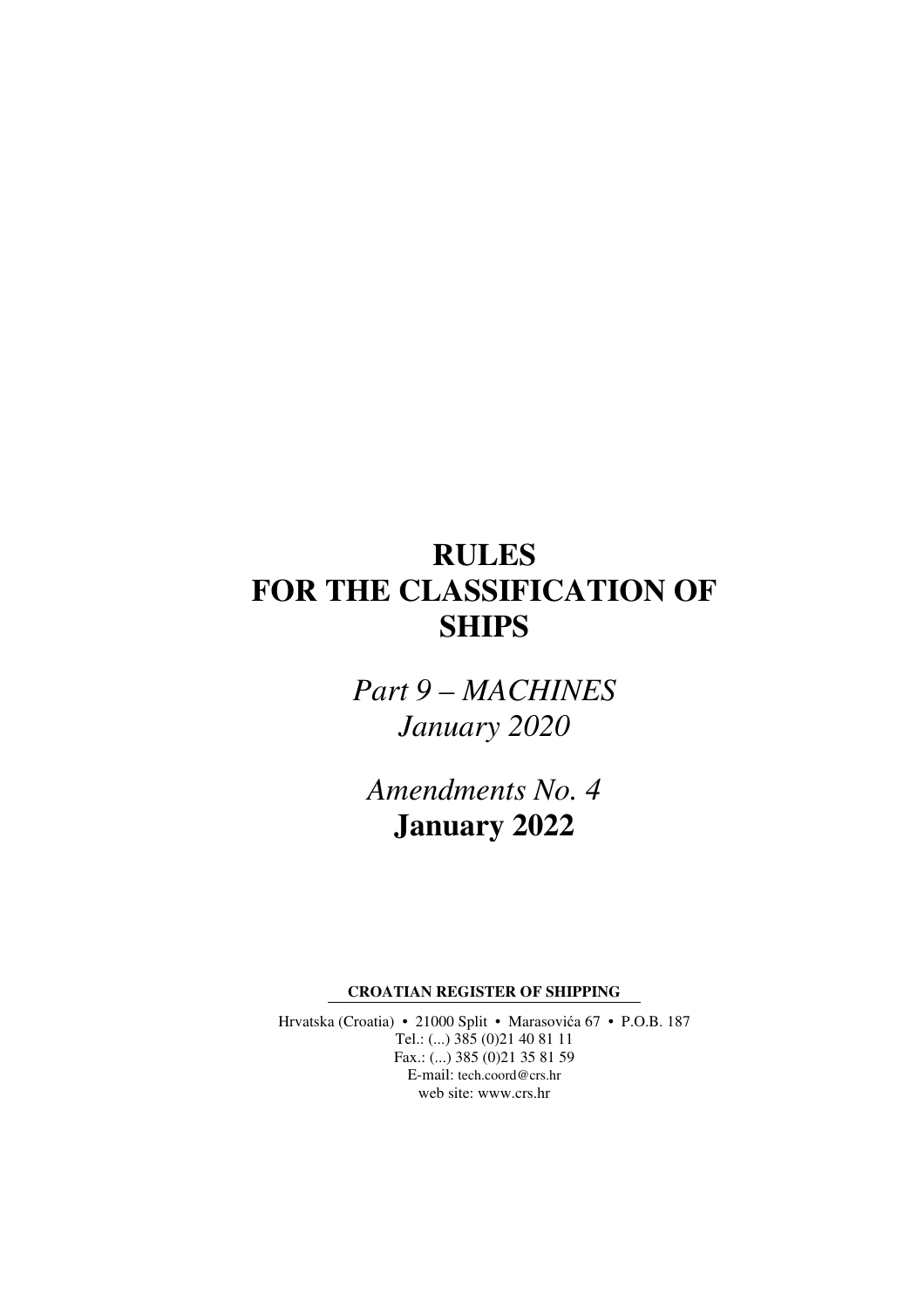# RULES FOR THE CLASSIFICATION OF SHIPS

*Part 9 – MACHINES*
*January 2020*

*Amendments No. 4*
**January 2022**

**CROATIAN REGISTER OF SHIPPING**

Hrvatska (Croatia) • 21000 Split • Marasovića 67 • P.O.B. 187
Tel.: (...) 385 (0)21 40 81 11
Fax.: (...) 385 (0)21 35 81 59
E-mail: tech.coord@crs.hr
web site: www.crs.hr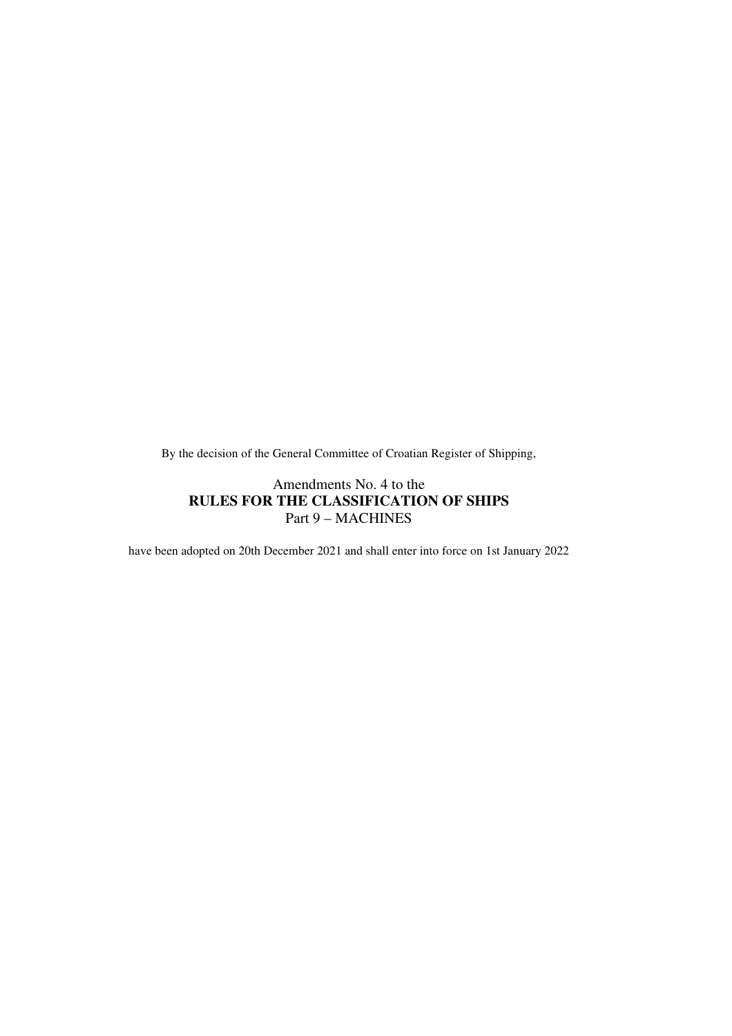By the decision of the General Committee of Croatian Register of Shipping,

Amendments No. 4 to the
**RULES FOR THE CLASSIFICATION OF SHIPS**
Part 9 – MACHINES

have been adopted on 20th December 2021 and shall enter into force on 1st January 2022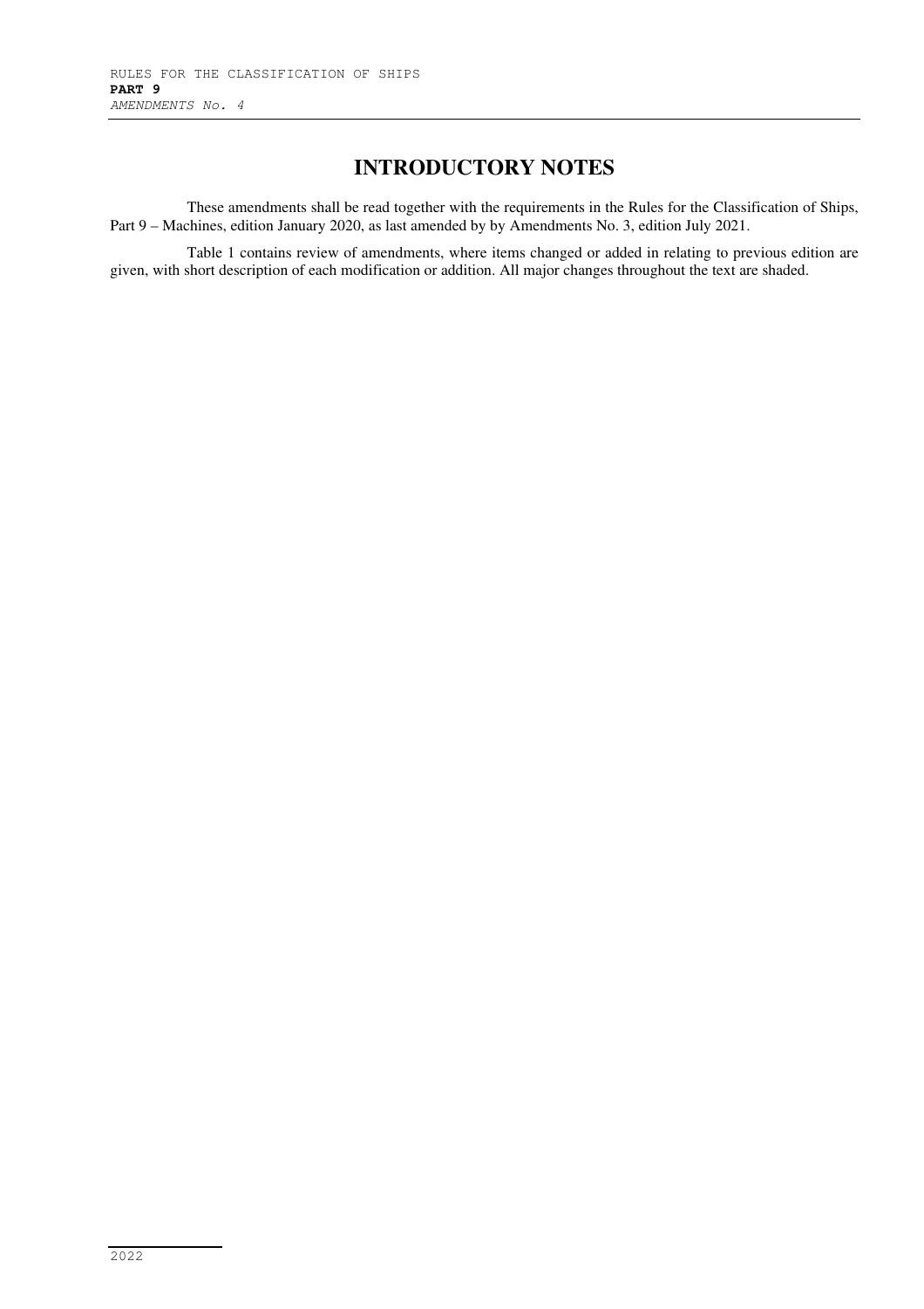# INTRODUCTORY NOTES

These amendments shall be read together with the requirements in the Rules for the Classification of Ships, Part 9 – Machines, edition January 2020, as last amended by by Amendments No. 3, edition July 2021.

Table 1 contains review of amendments, where items changed or added in relating to previous edition are given, with short description of each modification or addition. All major changes throughout the text are shaded.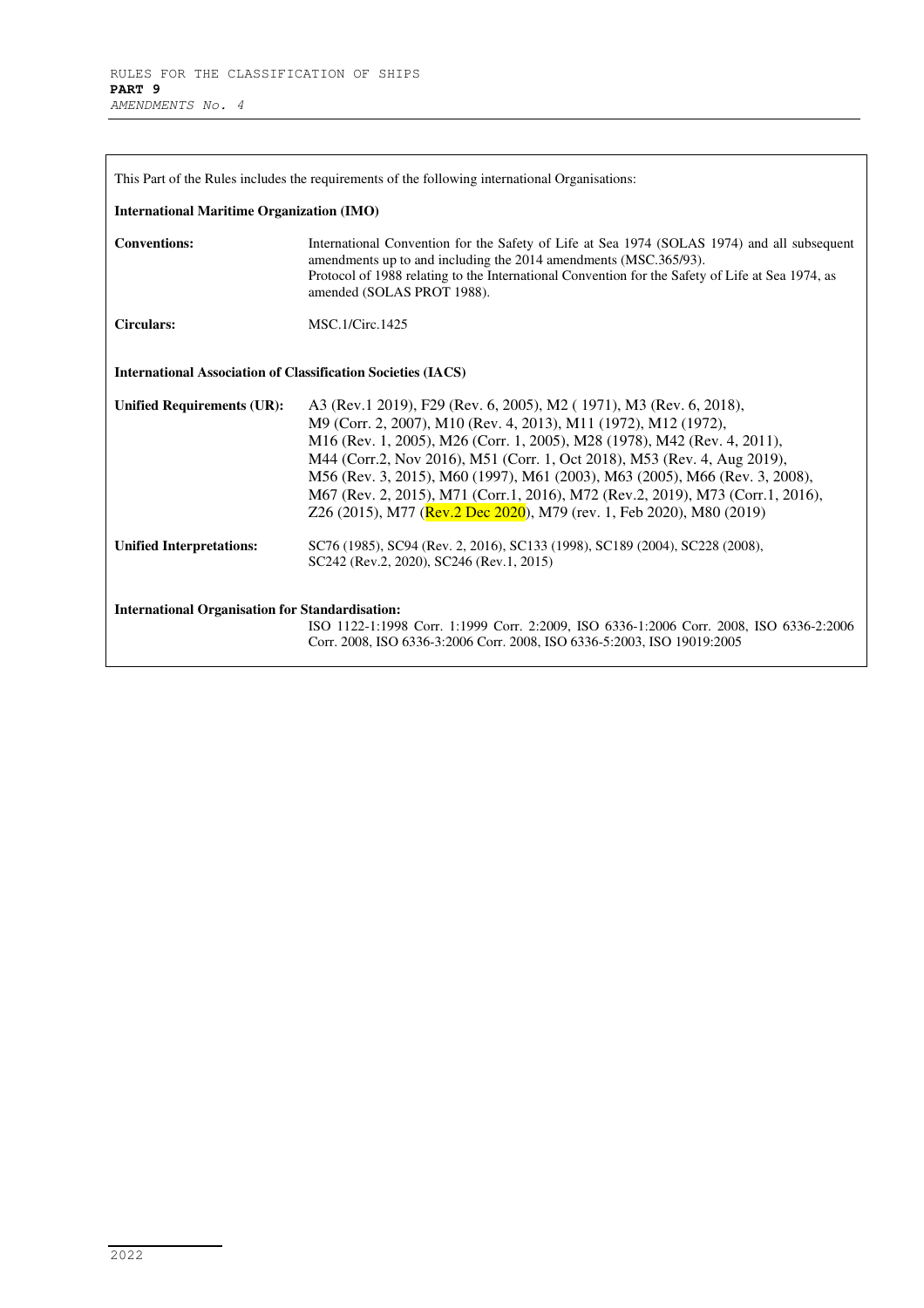This Part of the Rules includes the requirements of the following international Organisations:

**International Maritime Organization (IMO)**

| | |
|---|---|
| **Conventions:** | International Convention for the Safety of Life at Sea 1974 (SOLAS 1974) and all subsequent amendments up to and including the 2014 amendments (MSC.365/93).<br>Protocol of 1988 relating to the International Convention for the Safety of Life at Sea 1974, as amended (SOLAS PROT 1988). |
| **Circulars:** | MSC.1/Circ.1425 |

**International Association of Classification Societies (IACS)**

| | |
|---|---|
| **Unified Requirements (UR):** | A3 (Rev.1 2019), F29 (Rev. 6, 2005), M2 ( 1971), M3 (Rev. 6, 2018), M9 (Corr. 2, 2007), M10 (Rev. 4, 2013), M11 (1972), M12 (1972), M16 (Rev. 1, 2005), M26 (Corr. 1, 2005), M28 (1978), M42 (Rev. 4, 2011), M44 (Corr.2, Nov 2016), M51 (Corr. 1, Oct 2018), M53 (Rev. 4, Aug 2019), M56 (Rev. 3, 2015), M60 (1997), M61 (2003), M63 (2005), M66 (Rev. 3, 2008), M67 (Rev. 2, 2015), M71 (Corr.1, 2016), M72 (Rev.2, 2019), M73 (Corr.1, 2016), Z26 (2015), M77 (Rev.2 Dec 2020), M79 (rev. 1, Feb 2020), M80 (2019) |
| **Unified Interpretations:** | SC76 (1985), SC94 (Rev. 2, 2016), SC133 (1998), SC189 (2004), SC228 (2008), SC242 (Rev.2, 2020), SC246 (Rev.1, 2015) |

**International Organisation for Standardisation:**

ISO 1122-1:1998 Corr. 1:1999 Corr. 2:2009, ISO 6336-1:2006 Corr. 2008, ISO 6336-2:2006 Corr. 2008, ISO 6336-3:2006 Corr. 2008, ISO 6336-5:2003, ISO 19019:2005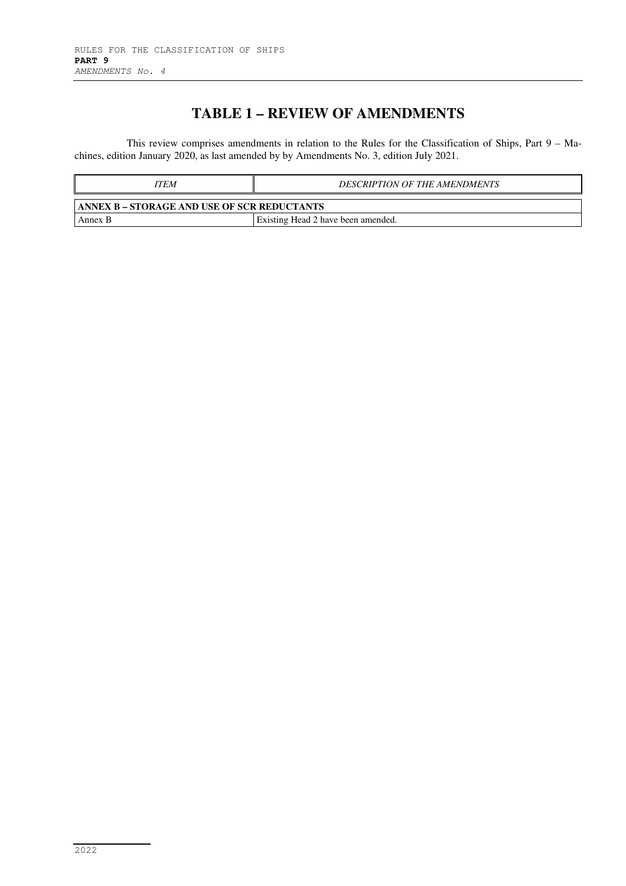# TABLE 1 – REVIEW OF AMENDMENTS

This review comprises amendments in relation to the Rules for the Classification of Ships, Part 9 – Machines, edition January 2020, as last amended by by Amendments No. 3, edition July 2021.

| *ITEM* | *DESCRIPTION OF THE AMENDMENTS* |
|---|---|
| **ANNEX B – STORAGE AND USE OF SCR REDUCTANTS** | |
| Annex B | Existing Head 2 have been amended. |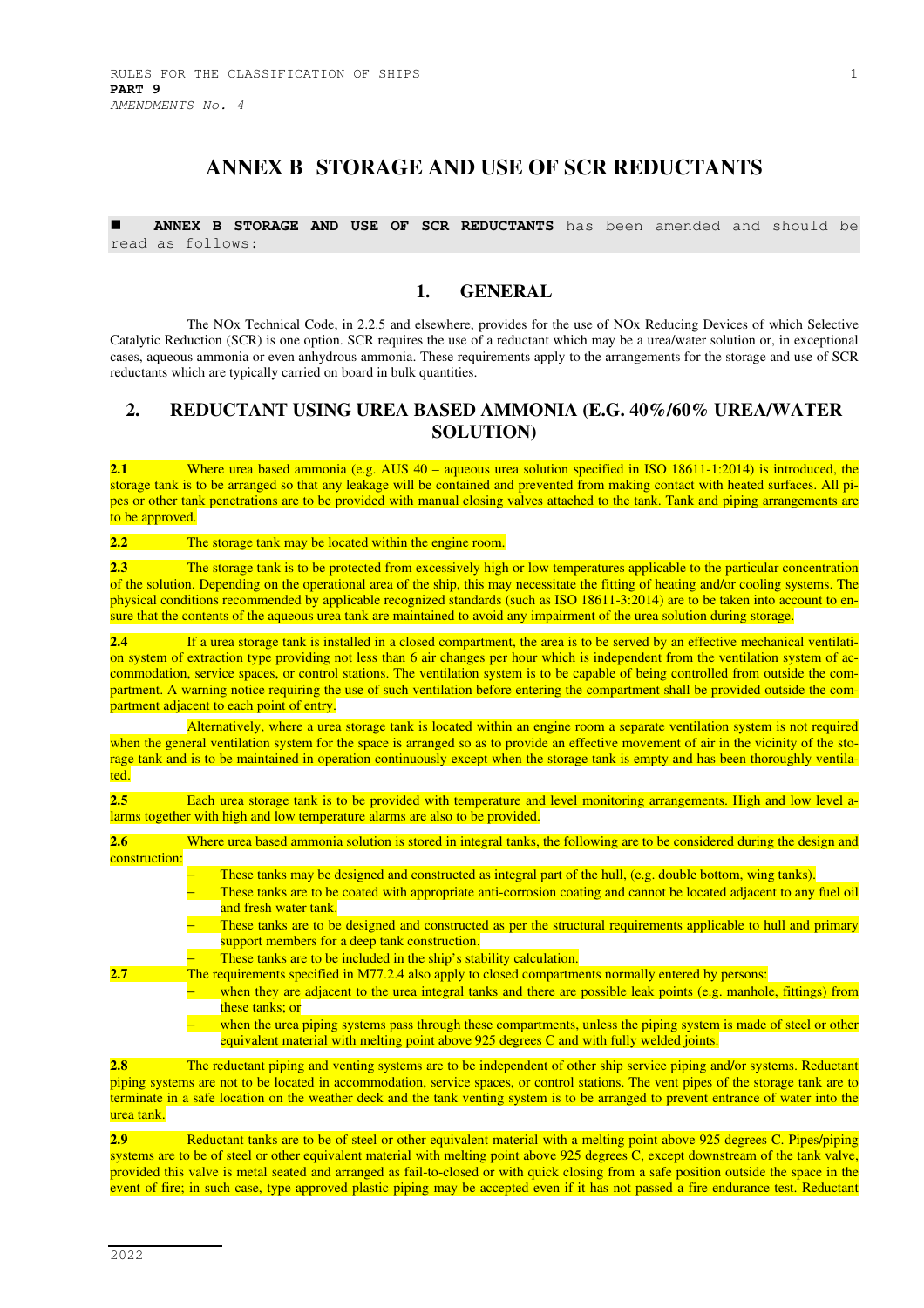# ANNEX B STORAGE AND USE OF SCR REDUCTANTS

■ **ANNEX B STORAGE AND USE OF SCR REDUCTANTS** has been amended and should be read as follows:

## 1. GENERAL

The NOx Technical Code, in 2.2.5 and elsewhere, provides for the use of NOx Reducing Devices of which Selective Catalytic Reduction (SCR) is one option. SCR requires the use of a reductant which may be a urea/water solution or, in exceptional cases, aqueous ammonia or even anhydrous ammonia. These requirements apply to the arrangements for the storage and use of SCR reductants which are typically carried on board in bulk quantities.

## 2. REDUCTANT USING UREA BASED AMMONIA (E.G. 40%/60% UREA/WATER SOLUTION)

**2.1** Where urea based ammonia (e.g. AUS 40 – aqueous urea solution specified in ISO 18611-1:2014) is introduced, the storage tank is to be arranged so that any leakage will be contained and prevented from making contact with heated surfaces. All pipes or other tank penetrations are to be provided with manual closing valves attached to the tank. Tank and piping arrangements are to be approved.

**2.2** The storage tank may be located within the engine room.

**2.3** The storage tank is to be protected from excessively high or low temperatures applicable to the particular concentration of the solution. Depending on the operational area of the ship, this may necessitate the fitting of heating and/or cooling systems. The physical conditions recommended by applicable recognized standards (such as ISO 18611-3:2014) are to be taken into account to ensure that the contents of the aqueous urea tank are maintained to avoid any impairment of the urea solution during storage.

**2.4** If a urea storage tank is installed in a closed compartment, the area is to be served by an effective mechanical ventilation system of extraction type providing not less than 6 air changes per hour which is independent from the ventilation system of accommodation, service spaces, or control stations. The ventilation system is to be capable of being controlled from outside the compartment. A warning notice requiring the use of such ventilation before entering the compartment shall be provided outside the compartment adjacent to each point of entry.

Alternatively, where a urea storage tank is located within an engine room a separate ventilation system is not required when the general ventilation system for the space is arranged so as to provide an effective movement of air in the vicinity of the storage tank and is to be maintained in operation continuously except when the storage tank is empty and has been thoroughly ventilated.

**2.5** Each urea storage tank is to be provided with temperature and level monitoring arrangements. High and low level alarms together with high and low temperature alarms are also to be provided.

**2.6** Where urea based ammonia solution is stored in integral tanks, the following are to be considered during the design and construction:

- These tanks may be designed and constructed as integral part of the hull, (e.g. double bottom, wing tanks).
- These tanks are to be coated with appropriate anti-corrosion coating and cannot be located adjacent to any fuel oil and fresh water tank.
- These tanks are to be designed and constructed as per the structural requirements applicable to hull and primary support members for a deep tank construction.
- These tanks are to be included in the ship's stability calculation.

**2.7** The requirements specified in M77.2.4 also apply to closed compartments normally entered by persons:

- when they are adjacent to the urea integral tanks and there are possible leak points (e.g. manhole, fittings) from these tanks; or
- when the urea piping systems pass through these compartments, unless the piping system is made of steel or other equivalent material with melting point above 925 degrees C and with fully welded joints.

**2.8** The reductant piping and venting systems are to be independent of other ship service piping and/or systems. Reductant piping systems are not to be located in accommodation, service spaces, or control stations. The vent pipes of the storage tank are to terminate in a safe location on the weather deck and the tank venting system is to be arranged to prevent entrance of water into the urea tank.

**2.9** Reductant tanks are to be of steel or other equivalent material with a melting point above 925 degrees C. Pipes/piping systems are to be of steel or other equivalent material with melting point above 925 degrees C, except downstream of the tank valve, provided this valve is metal seated and arranged as fail-to-closed or with quick closing from a safe position outside the space in the event of fire; in such case, type approved plastic piping may be accepted even if it has not passed a fire endurance test. Reductant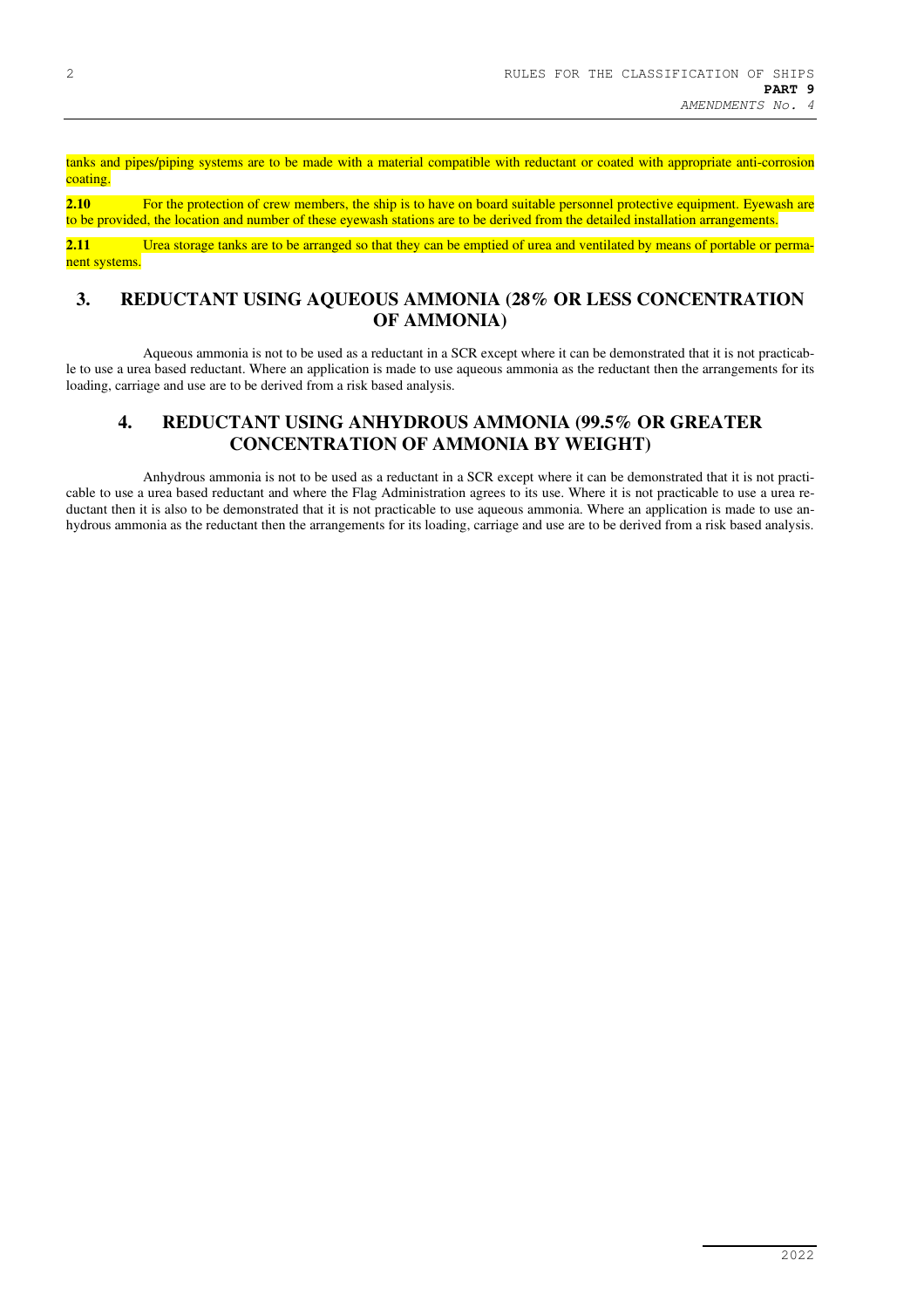tanks and pipes/piping systems are to be made with a material compatible with reductant or coated with appropriate anti-corrosion coating.

**2.10** For the protection of crew members, the ship is to have on board suitable personnel protective equipment. Eyewash are to be provided, the location and number of these eyewash stations are to be derived from the detailed installation arrangements.

**2.11** Urea storage tanks are to be arranged so that they can be emptied of urea and ventilated by means of portable or permanent systems.

## 3. REDUCTANT USING AQUEOUS AMMONIA (28% OR LESS CONCENTRATION OF AMMONIA)

Aqueous ammonia is not to be used as a reductant in a SCR except where it can be demonstrated that it is not practicable to use a urea based reductant. Where an application is made to use aqueous ammonia as the reductant then the arrangements for its loading, carriage and use are to be derived from a risk based analysis.

## 4. REDUCTANT USING ANHYDROUS AMMONIA (99.5% OR GREATER CONCENTRATION OF AMMONIA BY WEIGHT)

Anhydrous ammonia is not to be used as a reductant in a SCR except where it can be demonstrated that it is not practicable to use a urea based reductant and where the Flag Administration agrees to its use. Where it is not practicable to use a urea reductant then it is also to be demonstrated that it is not practicable to use aqueous ammonia. Where an application is made to use anhydrous ammonia as the reductant then the arrangements for its loading, carriage and use are to be derived from a risk based analysis.